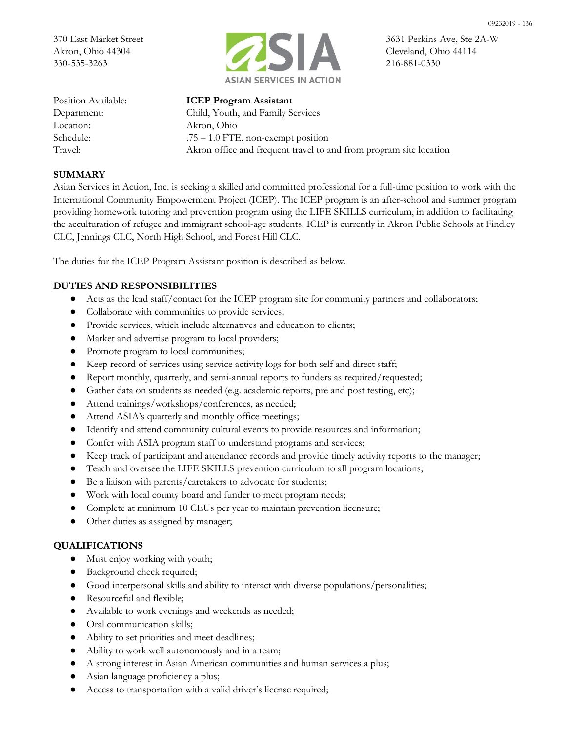370 East Market Street
Akron, Ohio 44304
330-535-3263

ASIA
ASIAN SERVICES IN ACTION

3631 Perkins Ave, Ste 2A-W
Cleveland, Ohio 44114
216-881-0330

| | |
|---|---|
| Position Available: | **ICEP Program Assistant** |
| Department: | Child, Youth, and Family Services |
| Location: | Akron, Ohio |
| Schedule: | .75 – 1.0 FTE, non-exempt position |
| Travel: | Akron office and frequent travel to and from program site location |

## SUMMARY

Asian Services in Action, Inc. is seeking a skilled and committed professional for a full-time position to work with the International Community Empowerment Project (ICEP). The ICEP program is an after-school and summer program providing homework tutoring and prevention program using the LIFE SKILLS curriculum, in addition to facilitating the acculturation of refugee and immigrant school-age students. ICEP is currently in Akron Public Schools at Findley CLC, Jennings CLC, North High School, and Forest Hill CLC.

The duties for the ICEP Program Assistant position is described as below.

## DUTIES AND RESPONSIBILITIES

- Acts as the lead staff/contact for the ICEP program site for community partners and collaborators;
- Collaborate with communities to provide services;
- Provide services, which include alternatives and education to clients;
- Market and advertise program to local providers;
- Promote program to local communities;
- Keep record of services using service activity logs for both self and direct staff;
- Report monthly, quarterly, and semi-annual reports to funders as required/requested;
- Gather data on students as needed (e.g. academic reports, pre and post testing, etc);
- Attend trainings/workshops/conferences, as needed;
- Attend ASIA's quarterly and monthly office meetings;
- Identify and attend community cultural events to provide resources and information;
- Confer with ASIA program staff to understand programs and services;
- Keep track of participant and attendance records and provide timely activity reports to the manager;
- Teach and oversee the LIFE SKILLS prevention curriculum to all program locations;
- Be a liaison with parents/caretakers to advocate for students;
- Work with local county board and funder to meet program needs;
- Complete at minimum 10 CEUs per year to maintain prevention licensure;
- Other duties as assigned by manager;

## QUALIFICATIONS

- Must enjoy working with youth;
- Background check required;
- Good interpersonal skills and ability to interact with diverse populations/personalities;
- Resourceful and flexible;
- Available to work evenings and weekends as needed;
- Oral communication skills;
- Ability to set priorities and meet deadlines;
- Ability to work well autonomously and in a team;
- A strong interest in Asian American communities and human services a plus;
- Asian language proficiency a plus;
- Access to transportation with a valid driver's license required;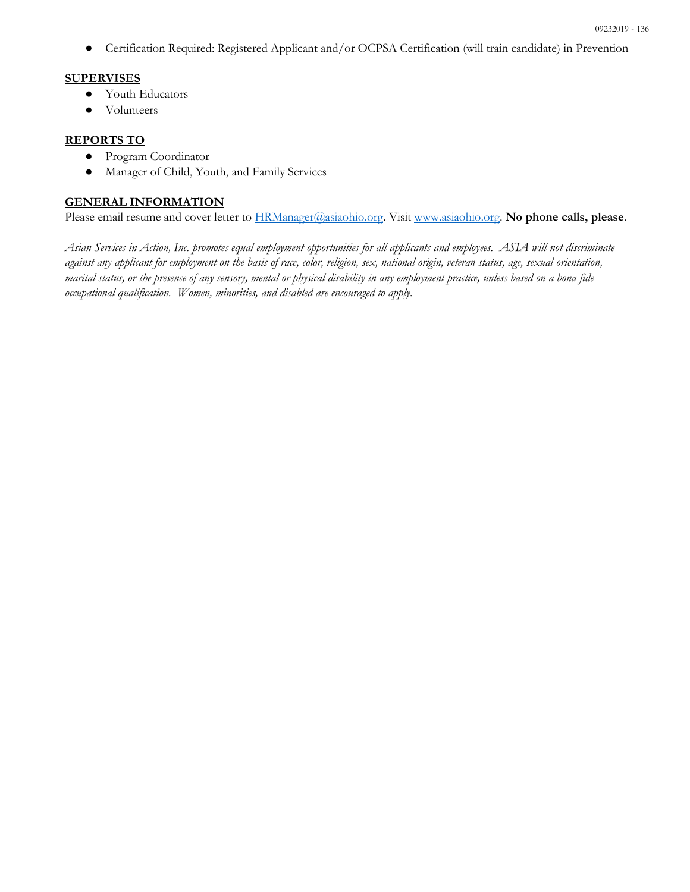- Certification Required: Registered Applicant and/or OCPSA Certification (will train candidate) in Prevention

**SUPERVISES**

- Youth Educators
- Volunteers

**REPORTS TO**

- Program Coordinator
- Manager of Child, Youth, and Family Services

**GENERAL INFORMATION**

Please email resume and cover letter to HRManager@asiaohio.org. Visit www.asiaohio.org. **No phone calls, please**.

*Asian Services in Action, Inc. promotes equal employment opportunities for all applicants and employees. ASIA will not discriminate against any applicant for employment on the basis of race, color, religion, sex, national origin, veteran status, age, sexual orientation, marital status, or the presence of any sensory, mental or physical disability in any employment practice, unless based on a bona fide occupational qualification. Women, minorities, and disabled are encouraged to apply.*